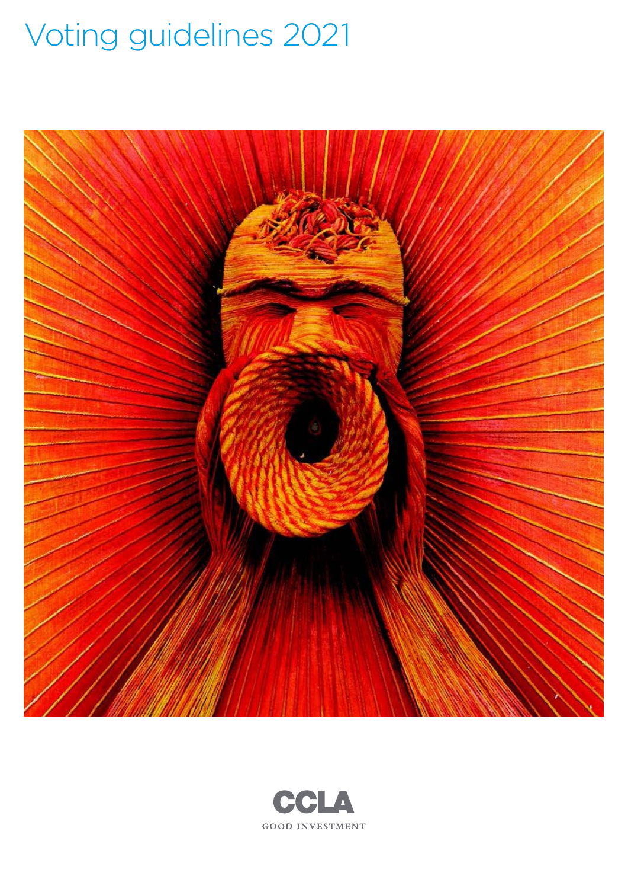# Voting guidelines 2021

CCLA

GOOD INVESTMENT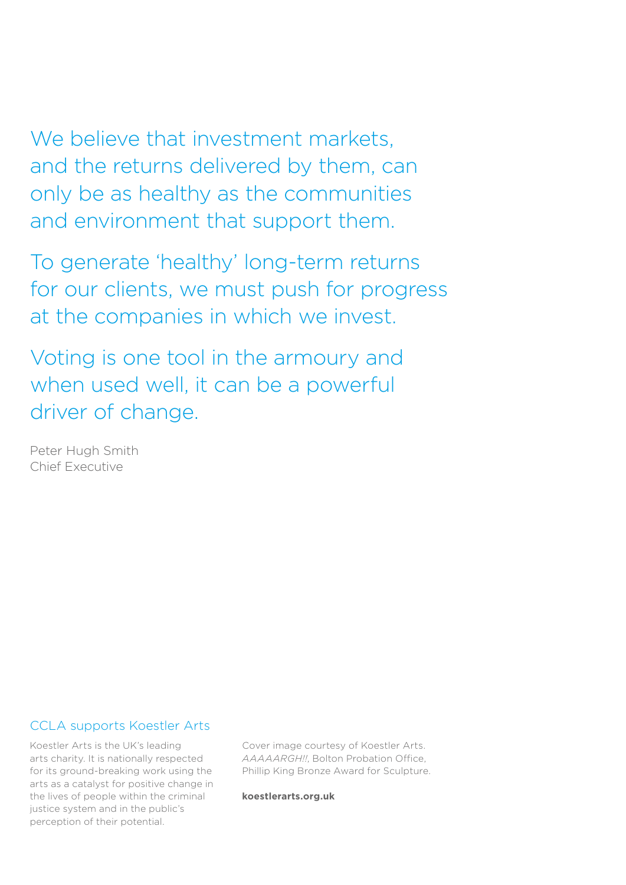We believe that investment markets, and the returns delivered by them, can only be as healthy as the communities and environment that support them.

To generate 'healthy' long-term returns for our clients, we must push for progress at the companies in which we invest.

Voting is one tool in the armoury and when used well, it can be a powerful driver of change.

Peter Hugh Smith
Chief Executive

## CCLA supports Koestler Arts

Koestler Arts is the UK's leading arts charity. It is nationally respected for its ground-breaking work using the arts as a catalyst for positive change in the lives of people within the criminal justice system and in the public's perception of their potential.

Cover image courtesy of Koestler Arts. *AAAAARGH!!*, Bolton Probation Office, Phillip King Bronze Award for Sculpture.

**koestlerarts.org.uk**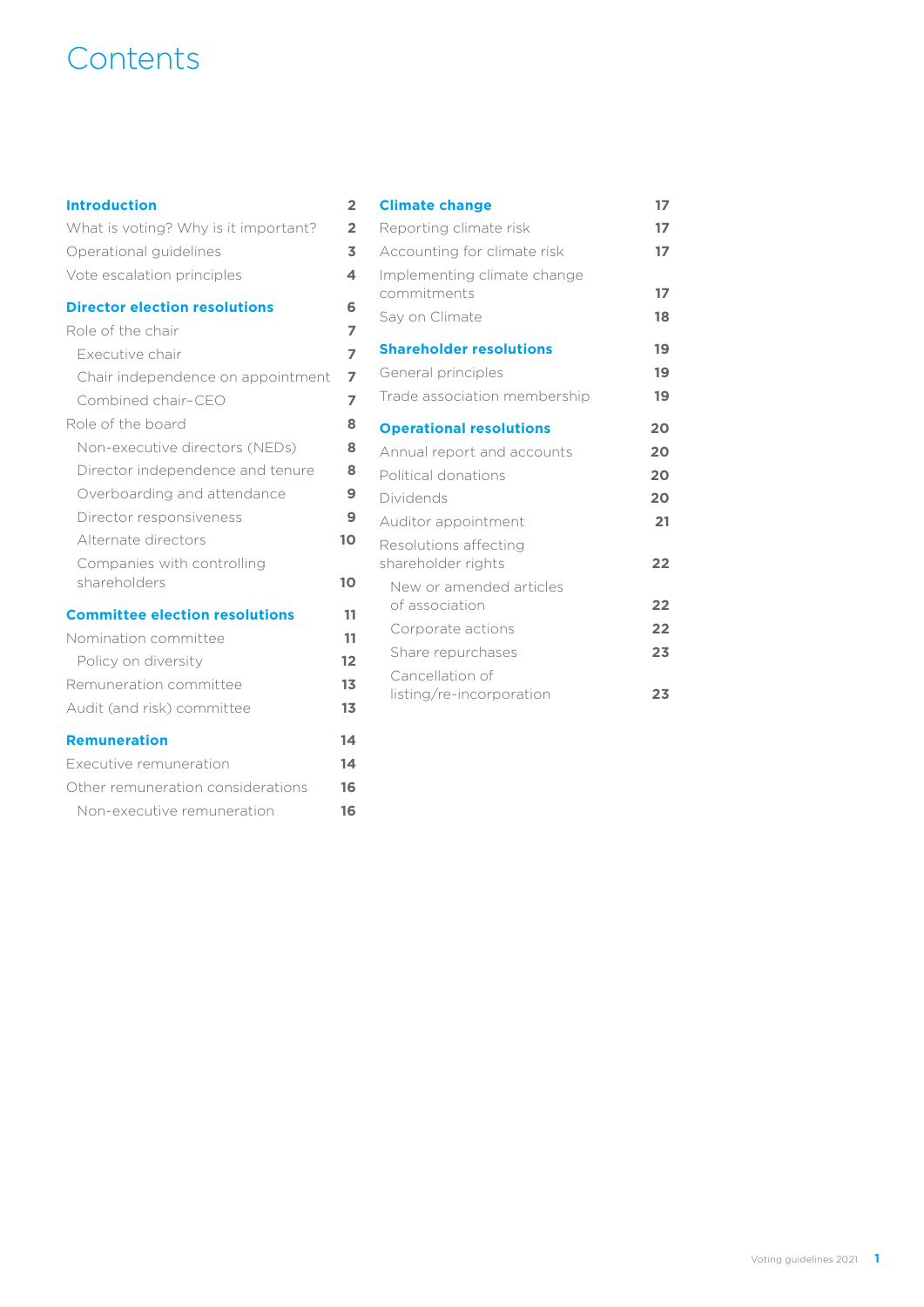# Contents

| | |
|---|---|
| **Introduction** | **2** |
| What is voting? Why is it important? | 2 |
| Operational guidelines | 3 |
| Vote escalation principles | 4 |
| **Director election resolutions** | **6** |
| Role of the chair | 7 |
| Executive chair | 7 |
| Chair independence on appointment | 7 |
| Combined chair-CEO | 7 |
| Role of the board | 8 |
| Non-executive directors (NEDs) | 8 |
| Director independence and tenure | 8 |
| Overboarding and attendance | 9 |
| Director responsiveness | 9 |
| Alternate directors | 10 |
| Companies with controlling shareholders | 10 |
| **Committee election resolutions** | **11** |
| Nomination committee | 11 |
| Policy on diversity | 12 |
| Remuneration committee | 13 |
| Audit (and risk) committee | 13 |
| **Remuneration** | **14** |
| Executive remuneration | 14 |
| Other remuneration considerations | 16 |
| Non-executive remuneration | 16 |
| **Climate change** | **17** |
| Reporting climate risk | 17 |
| Accounting for climate risk | 17 |
| Implementing climate change commitments | 17 |
| Say on Climate | 18 |
| **Shareholder resolutions** | **19** |
| General principles | 19 |
| Trade association membership | 19 |
| **Operational resolutions** | **20** |
| Annual report and accounts | 20 |
| Political donations | 20 |
| Dividends | 20 |
| Auditor appointment | 21 |
| Resolutions affecting shareholder rights | 22 |
| New or amended articles of association | 22 |
| Corporate actions | 22 |
| Share repurchases | 23 |
| Cancellation of listing/re-incorporation | 23 |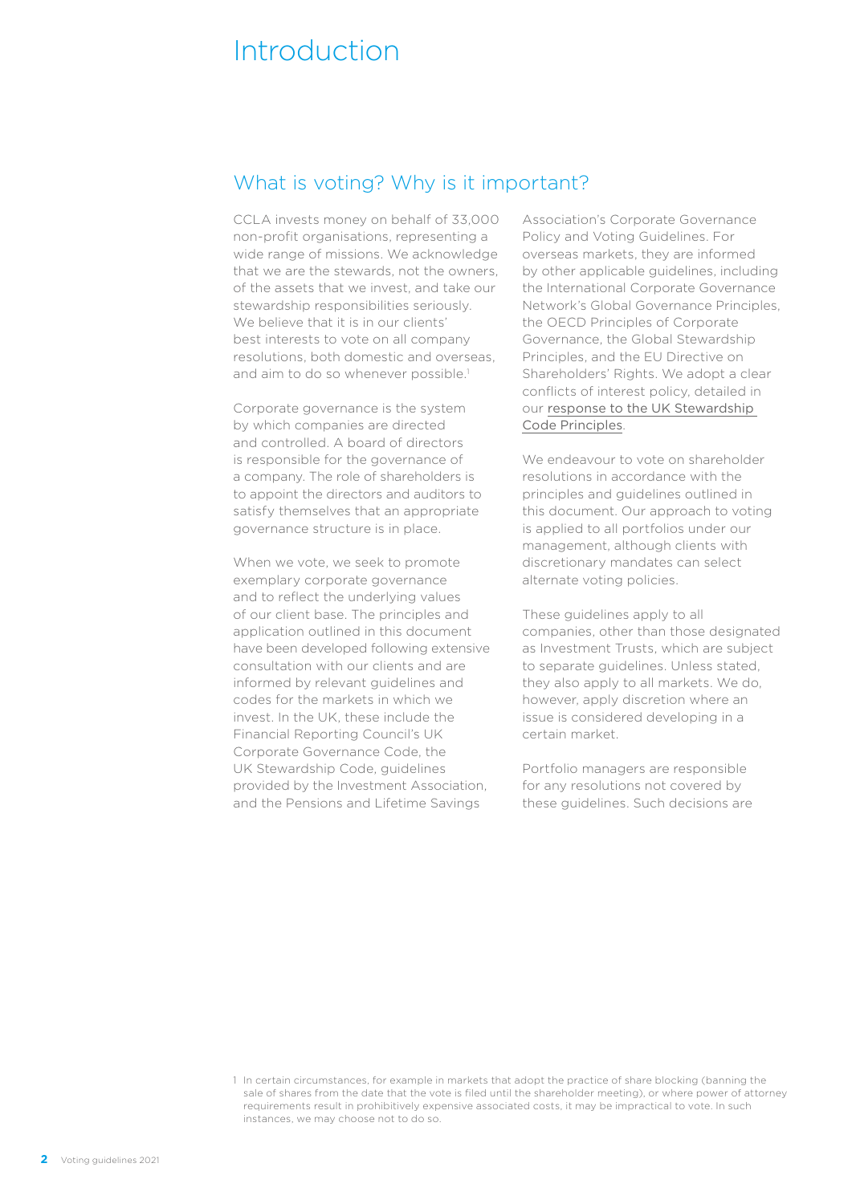# Introduction

## What is voting? Why is it important?

CCLA invests money on behalf of 33,000 non-profit organisations, representing a wide range of missions. We acknowledge that we are the stewards, not the owners, of the assets that we invest, and take our stewardship responsibilities seriously. We believe that it is in our clients' best interests to vote on all company resolutions, both domestic and overseas, and aim to do so whenever possible.[1]

Corporate governance is the system by which companies are directed and controlled. A board of directors is responsible for the governance of a company. The role of shareholders is to appoint the directors and auditors to satisfy themselves that an appropriate governance structure is in place.

When we vote, we seek to promote exemplary corporate governance and to reflect the underlying values of our client base. The principles and application outlined in this document have been developed following extensive consultation with our clients and are informed by relevant guidelines and codes for the markets in which we invest. In the UK, these include the Financial Reporting Council's UK Corporate Governance Code, the UK Stewardship Code, guidelines provided by the Investment Association, and the Pensions and Lifetime Savings Association's Corporate Governance Policy and Voting Guidelines. For overseas markets, they are informed by other applicable guidelines, including the International Corporate Governance Network's Global Governance Principles, the OECD Principles of Corporate Governance, the Global Stewardship Principles, and the EU Directive on Shareholders' Rights. We adopt a clear conflicts of interest policy, detailed in our response to the UK Stewardship Code Principles.

We endeavour to vote on shareholder resolutions in accordance with the principles and guidelines outlined in this document. Our approach to voting is applied to all portfolios under our management, although clients with discretionary mandates can select alternate voting policies.

These guidelines apply to all companies, other than those designated as Investment Trusts, which are subject to separate guidelines. Unless stated, they also apply to all markets. We do, however, apply discretion where an issue is considered developing in a certain market.

Portfolio managers are responsible for any resolutions not covered by these guidelines. Such decisions are

1 In certain circumstances, for example in markets that adopt the practice of share blocking (banning the sale of shares from the date that the vote is filed until the shareholder meeting), or where power of attorney requirements result in prohibitively expensive associated costs, it may be impractical to vote. In such instances, we may choose not to do so.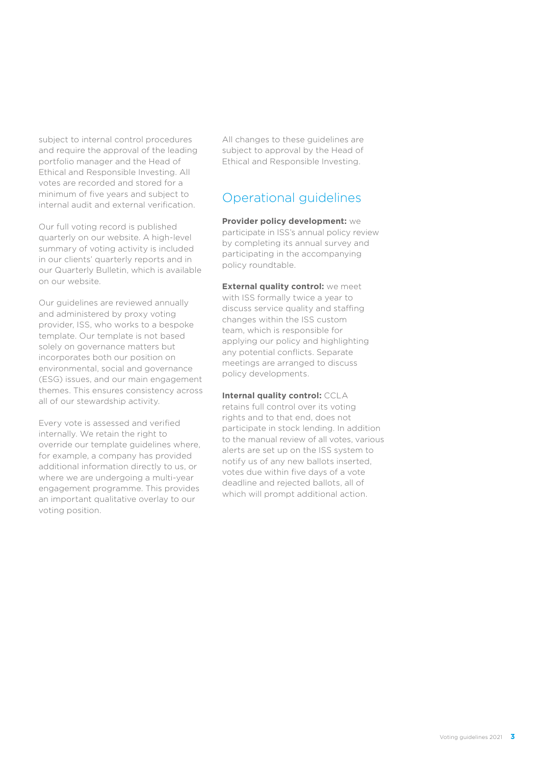subject to internal control procedures and require the approval of the leading portfolio manager and the Head of Ethical and Responsible Investing. All votes are recorded and stored for a minimum of five years and subject to internal audit and external verification.

Our full voting record is published quarterly on our website. A high-level summary of voting activity is included in our clients' quarterly reports and in our Quarterly Bulletin, which is available on our website.

Our guidelines are reviewed annually and administered by proxy voting provider, ISS, who works to a bespoke template. Our template is not based solely on governance matters but incorporates both our position on environmental, social and governance (ESG) issues, and our main engagement themes. This ensures consistency across all of our stewardship activity.

Every vote is assessed and verified internally. We retain the right to override our template guidelines where, for example, a company has provided additional information directly to us, or where we are undergoing a multi-year engagement programme. This provides an important qualitative overlay to our voting position.

All changes to these guidelines are subject to approval by the Head of Ethical and Responsible Investing.

## Operational guidelines

**Provider policy development:** we participate in ISS's annual policy review by completing its annual survey and participating in the accompanying policy roundtable.

**External quality control:** we meet with ISS formally twice a year to discuss service quality and staffing changes within the ISS custom team, which is responsible for applying our policy and highlighting any potential conflicts. Separate meetings are arranged to discuss policy developments.

**Internal quality control:** CCLA retains full control over its voting rights and to that end, does not participate in stock lending. In addition to the manual review of all votes, various alerts are set up on the ISS system to notify us of any new ballots inserted, votes due within five days of a vote deadline and rejected ballots, all of which will prompt additional action.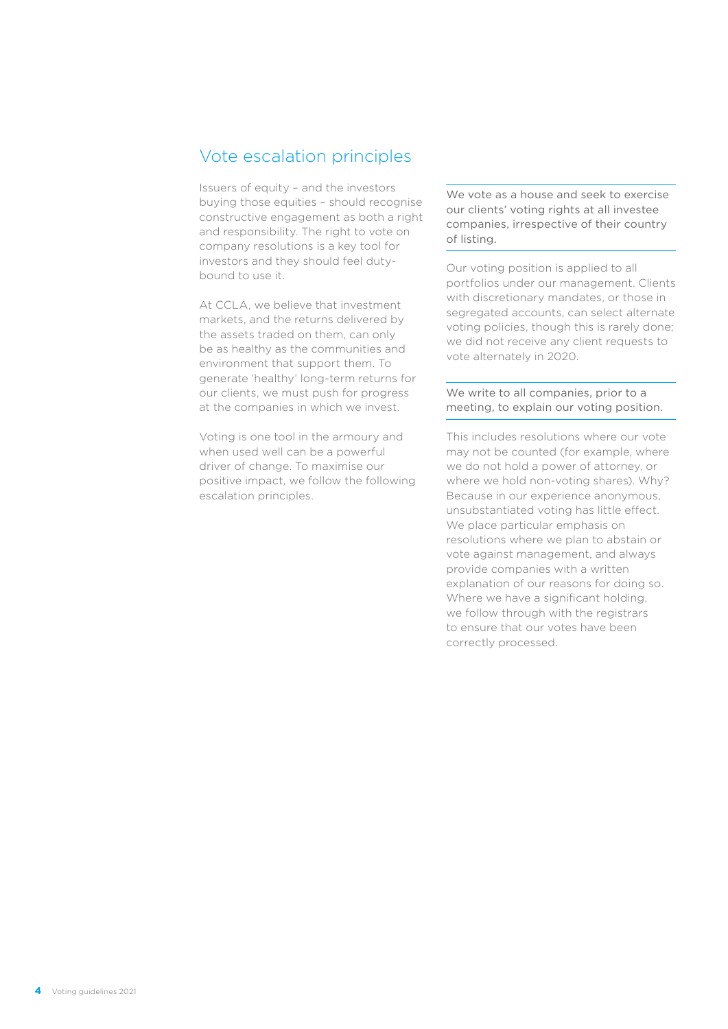## Vote escalation principles

Issuers of equity – and the investors buying those equities – should recognise constructive engagement as both a right and responsibility. The right to vote on company resolutions is a key tool for investors and they should feel duty-bound to use it.

At CCLA, we believe that investment markets, and the returns delivered by the assets traded on them, can only be as healthy as the communities and environment that support them. To generate 'healthy' long-term returns for our clients, we must push for progress at the companies in which we invest.

Voting is one tool in the armoury and when used well can be a powerful driver of change. To maximise our positive impact, we follow the following escalation principles.

---

We vote as a house and seek to exercise our clients' voting rights at all investee companies, irrespective of their country of listing.

---

Our voting position is applied to all portfolios under our management. Clients with discretionary mandates, or those in segregated accounts, can select alternate voting policies, though this is rarely done; we did not receive any client requests to vote alternately in 2020.

---

We write to all companies, prior to a meeting, to explain our voting position.

---

This includes resolutions where our vote may not be counted (for example, where we do not hold a power of attorney, or where we hold non-voting shares). Why? Because in our experience anonymous, unsubstantiated voting has little effect. We place particular emphasis on resolutions where we plan to abstain or vote against management, and always provide companies with a written explanation of our reasons for doing so. Where we have a significant holding, we follow through with the registrars to ensure that our votes have been correctly processed.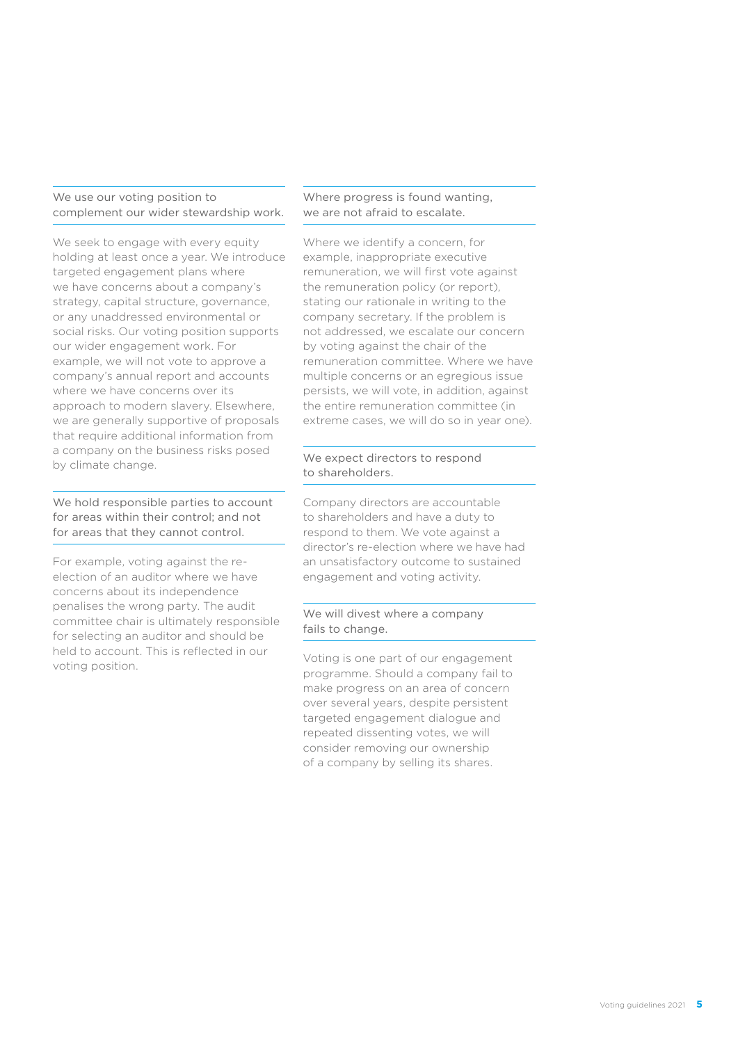### We use our voting position to complement our wider stewardship work.

We seek to engage with every equity holding at least once a year. We introduce targeted engagement plans where we have concerns about a company's strategy, capital structure, governance, or any unaddressed environmental or social risks. Our voting position supports our wider engagement work. For example, we will not vote to approve a company's annual report and accounts where we have concerns over its approach to modern slavery. Elsewhere, we are generally supportive of proposals that require additional information from a company on the business risks posed by climate change.

### We hold responsible parties to account for areas within their control; and not for areas that they cannot control.

For example, voting against the re-election of an auditor where we have concerns about its independence penalises the wrong party. The audit committee chair is ultimately responsible for selecting an auditor and should be held to account. This is reflected in our voting position.

### Where progress is found wanting, we are not afraid to escalate.

Where we identify a concern, for example, inappropriate executive remuneration, we will first vote against the remuneration policy (or report), stating our rationale in writing to the company secretary. If the problem is not addressed, we escalate our concern by voting against the chair of the remuneration committee. Where we have multiple concerns or an egregious issue persists, we will vote, in addition, against the entire remuneration committee (in extreme cases, we will do so in year one).

### We expect directors to respond to shareholders.

Company directors are accountable to shareholders and have a duty to respond to them. We vote against a director's re-election where we have had an unsatisfactory outcome to sustained engagement and voting activity.

### We will divest where a company fails to change.

Voting is one part of our engagement programme. Should a company fail to make progress on an area of concern over several years, despite persistent targeted engagement dialogue and repeated dissenting votes, we will consider removing our ownership of a company by selling its shares.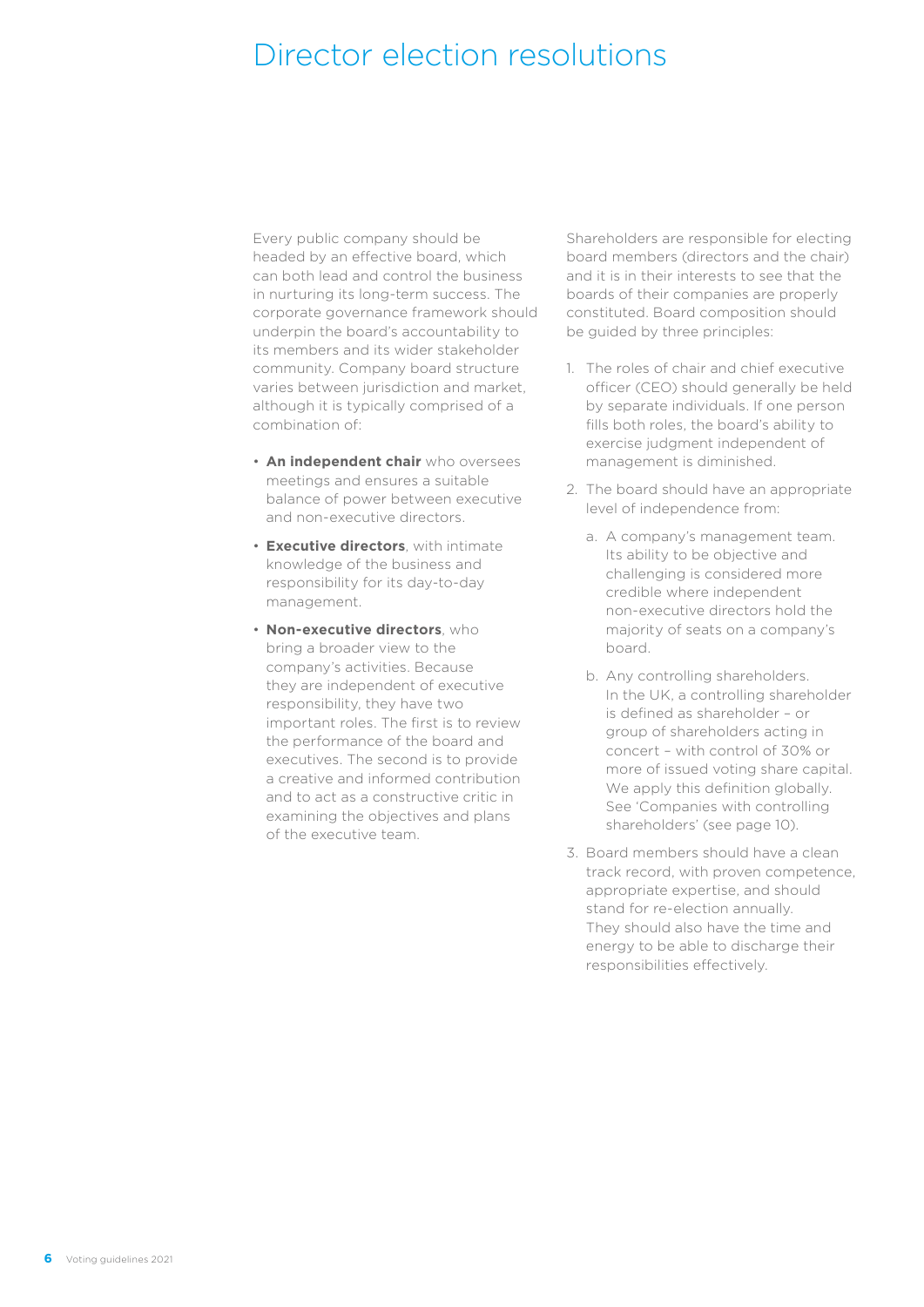# Director election resolutions

Every public company should be headed by an effective board, which can both lead and control the business in nurturing its long-term success. The corporate governance framework should underpin the board's accountability to its members and its wider stakeholder community. Company board structure varies between jurisdiction and market, although it is typically comprised of a combination of:

- **An independent chair** who oversees meetings and ensures a suitable balance of power between executive and non-executive directors.
- **Executive directors**, with intimate knowledge of the business and responsibility for its day-to-day management.
- **Non-executive directors**, who bring a broader view to the company's activities. Because they are independent of executive responsibility, they have two important roles. The first is to review the performance of the board and executives. The second is to provide a creative and informed contribution and to act as a constructive critic in examining the objectives and plans of the executive team.

Shareholders are responsible for electing board members (directors and the chair) and it is in their interests to see that the boards of their companies are properly constituted. Board composition should be guided by three principles:

1. The roles of chair and chief executive officer (CEO) should generally be held by separate individuals. If one person fills both roles, the board's ability to exercise judgment independent of management is diminished.
2. The board should have an appropriate level of independence from:
   a. A company's management team. Its ability to be objective and challenging is considered more credible where independent non-executive directors hold the majority of seats on a company's board.
   b. Any controlling shareholders. In the UK, a controlling shareholder is defined as shareholder – or group of shareholders acting in concert – with control of 30% or more of issued voting share capital. We apply this definition globally. See 'Companies with controlling shareholders' (see page 10).
3. Board members should have a clean track record, with proven competence, appropriate expertise, and should stand for re-election annually. They should also have the time and energy to be able to discharge their responsibilities effectively.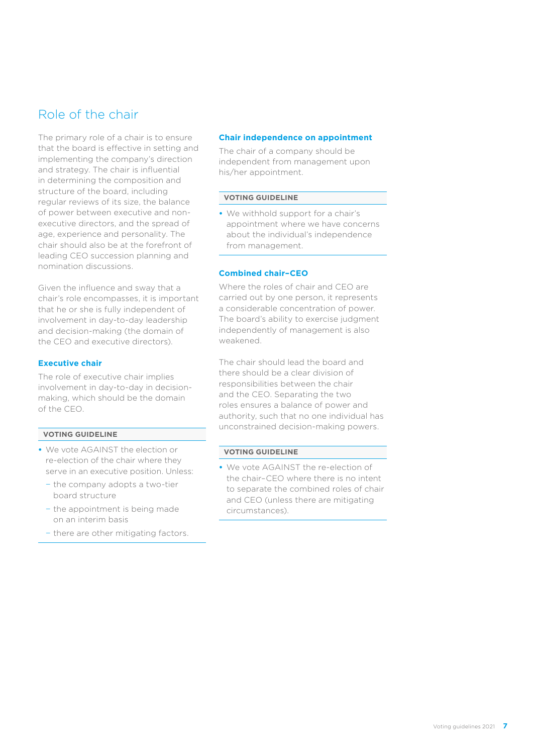## Role of the chair

The primary role of a chair is to ensure that the board is effective in setting and implementing the company's direction and strategy. The chair is influential in determining the composition and structure of the board, including regular reviews of its size, the balance of power between executive and non-executive directors, and the spread of age, experience and personality. The chair should also be at the forefront of leading CEO succession planning and nomination discussions.

Given the influence and sway that a chair's role encompasses, it is important that he or she is fully independent of involvement in day-to-day leadership and decision-making (the domain of the CEO and executive directors).

### Executive chair

The role of executive chair implies involvement in day-to-day in decision-making, which should be the domain of the CEO.

**VOTING GUIDELINE**

- We vote AGAINST the election or re-election of the chair where they serve in an executive position. Unless:
  - the company adopts a two-tier board structure
  - the appointment is being made on an interim basis
  - there are other mitigating factors.

### Chair independence on appointment

The chair of a company should be independent from management upon his/her appointment.

**VOTING GUIDELINE**

- We withhold support for a chair's appointment where we have concerns about the individual's independence from management.

### Combined chair–CEO

Where the roles of chair and CEO are carried out by one person, it represents a considerable concentration of power. The board's ability to exercise judgment independently of management is also weakened.

The chair should lead the board and there should be a clear division of responsibilities between the chair and the CEO. Separating the two roles ensures a balance of power and authority, such that no one individual has unconstrained decision-making powers.

**VOTING GUIDELINE**

- We vote AGAINST the re-election of the chair–CEO where there is no intent to separate the combined roles of chair and CEO (unless there are mitigating circumstances).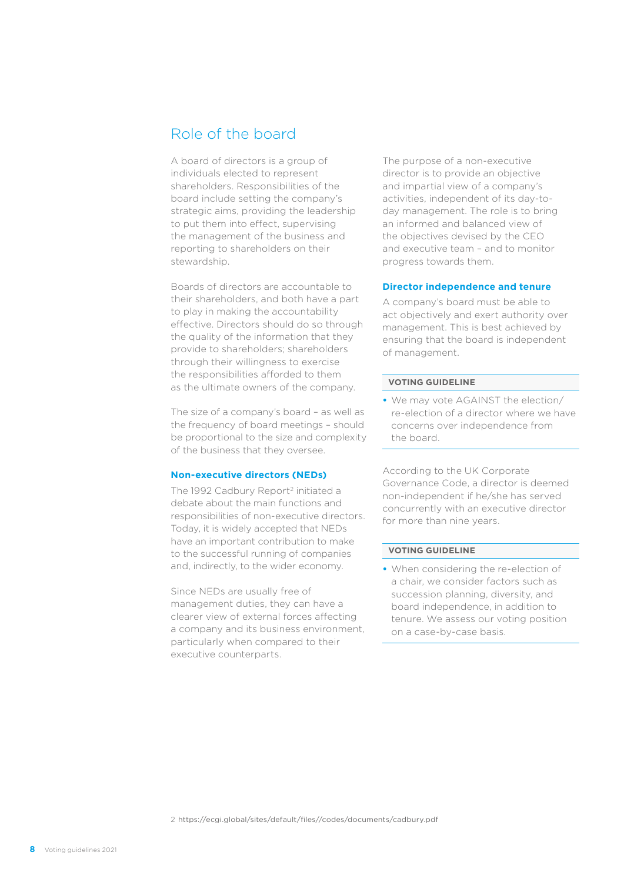# Role of the board

A board of directors is a group of individuals elected to represent shareholders. Responsibilities of the board include setting the company's strategic aims, providing the leadership to put them into effect, supervising the management of the business and reporting to shareholders on their stewardship.

Boards of directors are accountable to their shareholders, and both have a part to play in making the accountability effective. Directors should do so through the quality of the information that they provide to shareholders; shareholders through their willingness to exercise the responsibilities afforded to them as the ultimate owners of the company.

The size of a company's board – as well as the frequency of board meetings – should be proportional to the size and complexity of the business that they oversee.

### Non-executive directors (NEDs)

The 1992 Cadbury Report[2] initiated a debate about the main functions and responsibilities of non-executive directors. Today, it is widely accepted that NEDs have an important contribution to make to the successful running of companies and, indirectly, to the wider economy.

Since NEDs are usually free of management duties, they can have a clearer view of external forces affecting a company and its business environment, particularly when compared to their executive counterparts.

The purpose of a non-executive director is to provide an objective and impartial view of a company's activities, independent of its day-to-day management. The role is to bring an informed and balanced view of the objectives devised by the CEO and executive team – and to monitor progress towards them.

### Director independence and tenure

A company's board must be able to act objectively and exert authority over management. This is best achieved by ensuring that the board is independent of management.

**VOTING GUIDELINE**

- We may vote AGAINST the election/re-election of a director where we have concerns over independence from the board.

According to the UK Corporate Governance Code, a director is deemed non-independent if he/she has served concurrently with an executive director for more than nine years.

**VOTING GUIDELINE**

- When considering the re-election of a chair, we consider factors such as succession planning, diversity, and board independence, in addition to tenure. We assess our voting position on a case-by-case basis.

2 https://ecgi.global/sites/default/files//codes/documents/cadbury.pdf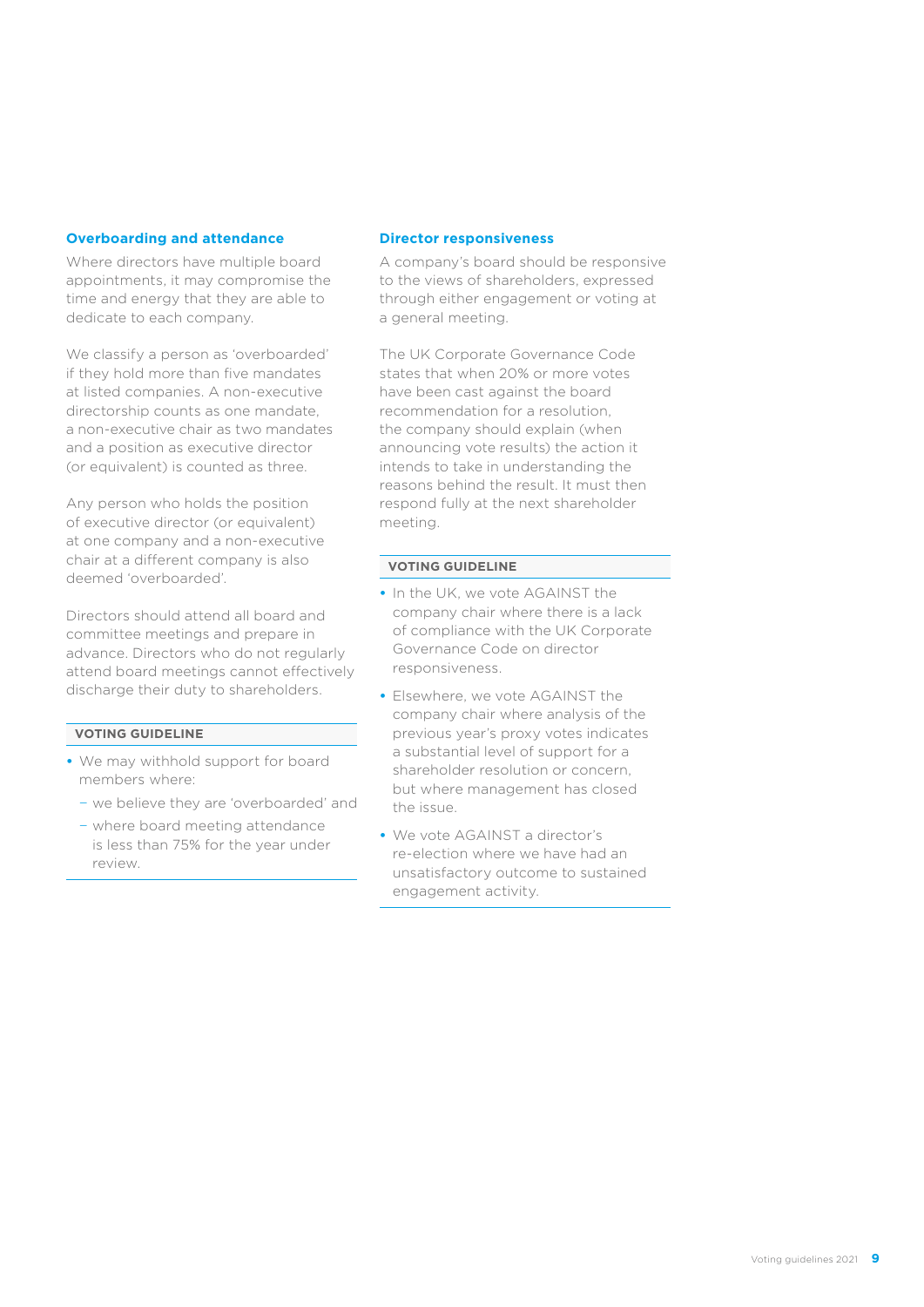### Overboarding and attendance

Where directors have multiple board appointments, it may compromise the time and energy that they are able to dedicate to each company.

We classify a person as 'overboarded' if they hold more than five mandates at listed companies. A non-executive directorship counts as one mandate, a non-executive chair as two mandates and a position as executive director (or equivalent) is counted as three.

Any person who holds the position of executive director (or equivalent) at one company and a non-executive chair at a different company is also deemed 'overboarded'.

Directors should attend all board and committee meetings and prepare in advance. Directors who do not regularly attend board meetings cannot effectively discharge their duty to shareholders.

**VOTING GUIDELINE**

- We may withhold support for board members where:
  - we believe they are 'overboarded' and
  - where board meeting attendance is less than 75% for the year under review.

### Director responsiveness

A company's board should be responsive to the views of shareholders, expressed through either engagement or voting at a general meeting.

The UK Corporate Governance Code states that when 20% or more votes have been cast against the board recommendation for a resolution, the company should explain (when announcing vote results) the action it intends to take in understanding the reasons behind the result. It must then respond fully at the next shareholder meeting.

**VOTING GUIDELINE**

- In the UK, we vote AGAINST the company chair where there is a lack of compliance with the UK Corporate Governance Code on director responsiveness.
- Elsewhere, we vote AGAINST the company chair where analysis of the previous year's proxy votes indicates a substantial level of support for a shareholder resolution or concern, but where management has closed the issue.
- We vote AGAINST a director's re-election where we have had an unsatisfactory outcome to sustained engagement activity.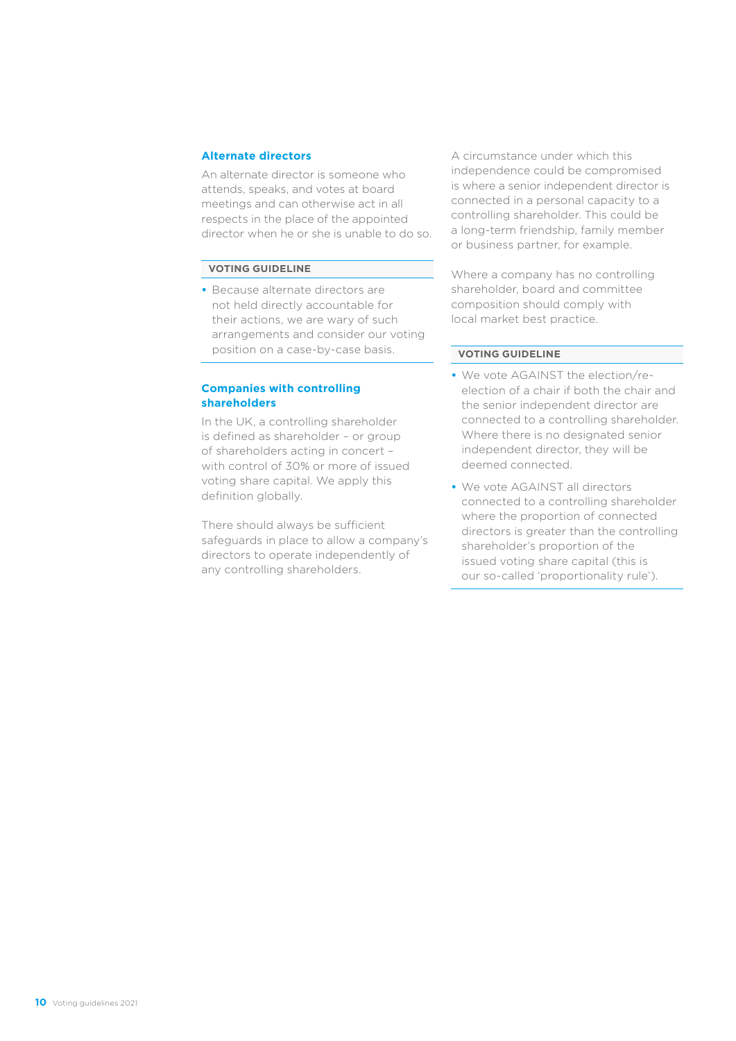### Alternate directors

An alternate director is someone who attends, speaks, and votes at board meetings and can otherwise act in all respects in the place of the appointed director when he or she is unable to do so.

**VOTING GUIDELINE**

- Because alternate directors are not held directly accountable for their actions, we are wary of such arrangements and consider our voting position on a case-by-case basis.

### Companies with controlling shareholders

In the UK, a controlling shareholder is defined as shareholder – or group of shareholders acting in concert – with control of 30% or more of issued voting share capital. We apply this definition globally.

There should always be sufficient safeguards in place to allow a company's directors to operate independently of any controlling shareholders.

A circumstance under which this independence could be compromised is where a senior independent director is connected in a personal capacity to a controlling shareholder. This could be a long-term friendship, family member or business partner, for example.

Where a company has no controlling shareholder, board and committee composition should comply with local market best practice.

**VOTING GUIDELINE**

- We vote AGAINST the election/re-election of a chair if both the chair and the senior independent director are connected to a controlling shareholder. Where there is no designated senior independent director, they will be deemed connected.
- We vote AGAINST all directors connected to a controlling shareholder where the proportion of connected directors is greater than the controlling shareholder's proportion of the issued voting share capital (this is our so-called 'proportionality rule').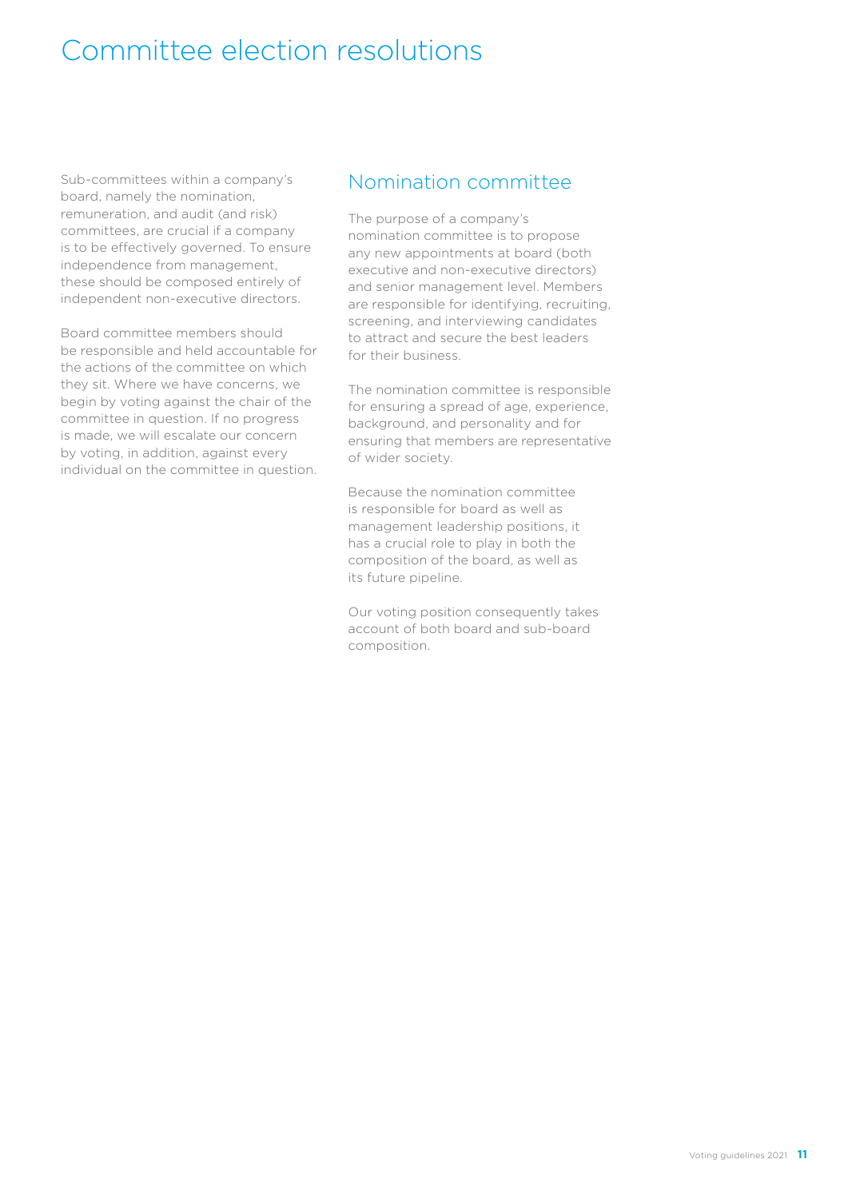# Committee election resolutions

Sub-committees within a company's board, namely the nomination, remuneration, and audit (and risk) committees, are crucial if a company is to be effectively governed. To ensure independence from management, these should be composed entirely of independent non-executive directors.

Board committee members should be responsible and held accountable for the actions of the committee on which they sit. Where we have concerns, we begin by voting against the chair of the committee in question. If no progress is made, we will escalate our concern by voting, in addition, against every individual on the committee in question.

## Nomination committee

The purpose of a company's nomination committee is to propose any new appointments at board (both executive and non-executive directors) and senior management level. Members are responsible for identifying, recruiting, screening, and interviewing candidates to attract and secure the best leaders for their business.

The nomination committee is responsible for ensuring a spread of age, experience, background, and personality and for ensuring that members are representative of wider society.

Because the nomination committee is responsible for board as well as management leadership positions, it has a crucial role to play in both the composition of the board, as well as its future pipeline.

Our voting position consequently takes account of both board and sub-board composition.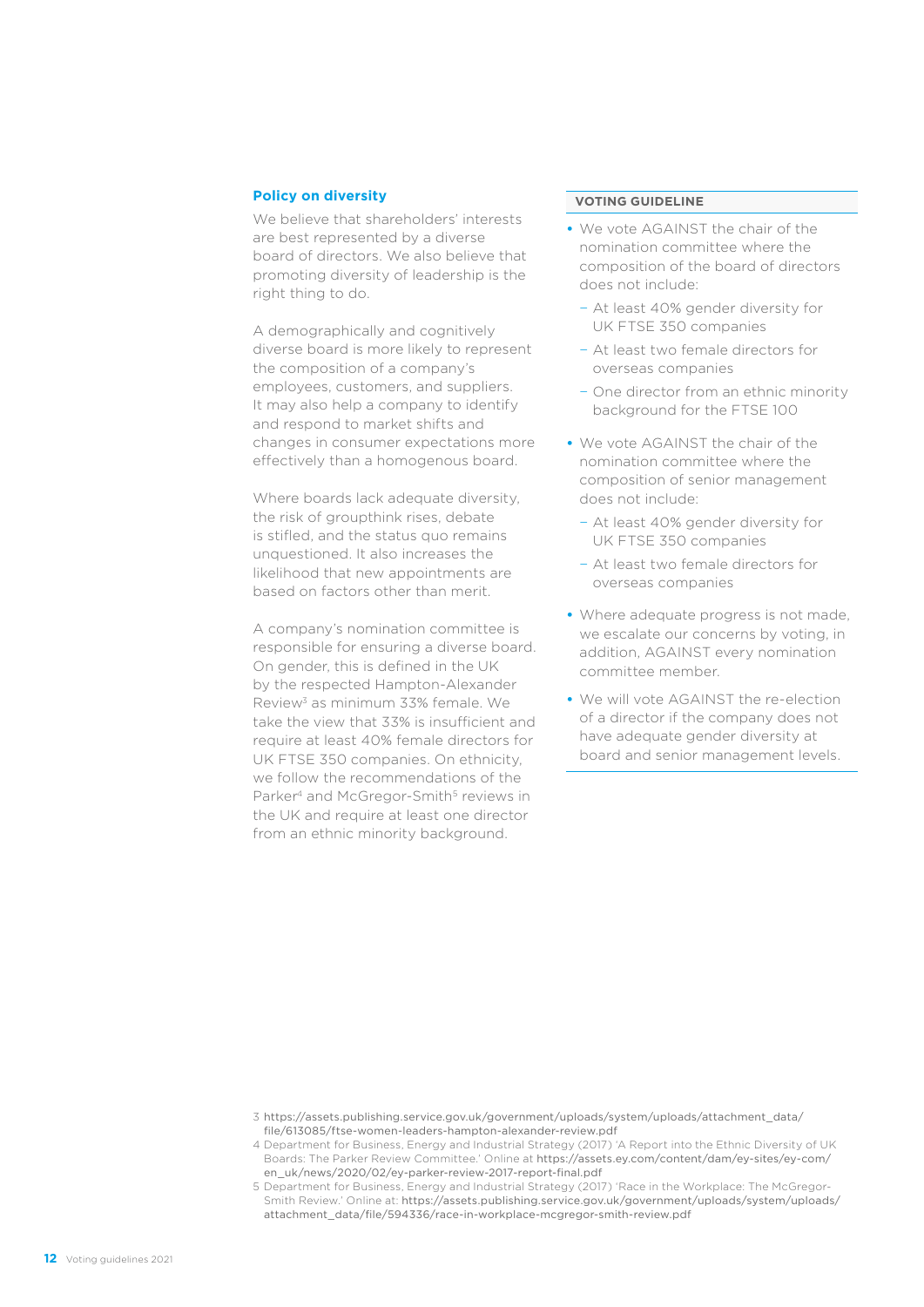## Policy on diversity

We believe that shareholders' interests are best represented by a diverse board of directors. We also believe that promoting diversity of leadership is the right thing to do.

A demographically and cognitively diverse board is more likely to represent the composition of a company's employees, customers, and suppliers. It may also help a company to identify and respond to market shifts and changes in consumer expectations more effectively than a homogenous board.

Where boards lack adequate diversity, the risk of groupthink rises, debate is stifled, and the status quo remains unquestioned. It also increases the likelihood that new appointments are based on factors other than merit.

A company's nomination committee is responsible for ensuring a diverse board. On gender, this is defined in the UK by the respected Hampton-Alexander Review[3] as minimum 33% female. We take the view that 33% is insufficient and require at least 40% female directors for UK FTSE 350 companies. On ethnicity, we follow the recommendations of the Parker[4] and McGregor-Smith[5] reviews in the UK and require at least one director from an ethnic minority background.

### VOTING GUIDELINE

- We vote AGAINST the chair of the nomination committee where the composition of the board of directors does not include:
  - At least 40% gender diversity for UK FTSE 350 companies
  - At least two female directors for overseas companies
  - One director from an ethnic minority background for the FTSE 100
- We vote AGAINST the chair of the nomination committee where the composition of senior management does not include:
  - At least 40% gender diversity for UK FTSE 350 companies
  - At least two female directors for overseas companies
- Where adequate progress is not made, we escalate our concerns by voting, in addition, AGAINST every nomination committee member.
- We will vote AGAINST the re-election of a director if the company does not have adequate gender diversity at board and senior management levels.

3 https://assets.publishing.service.gov.uk/government/uploads/system/uploads/attachment_data/file/613085/ftse-women-leaders-hampton-alexander-review.pdf

4 Department for Business, Energy and Industrial Strategy (2017) 'A Report into the Ethnic Diversity of UK Boards: The Parker Review Committee.' Online at https://assets.ey.com/content/dam/ey-sites/ey-com/en_uk/news/2020/02/ey-parker-review-2017-report-final.pdf

5 Department for Business, Energy and Industrial Strategy (2017) 'Race in the Workplace: The McGregor-Smith Review.' Online at: https://assets.publishing.service.gov.uk/government/uploads/system/uploads/attachment_data/file/594336/race-in-workplace-mcgregor-smith-review.pdf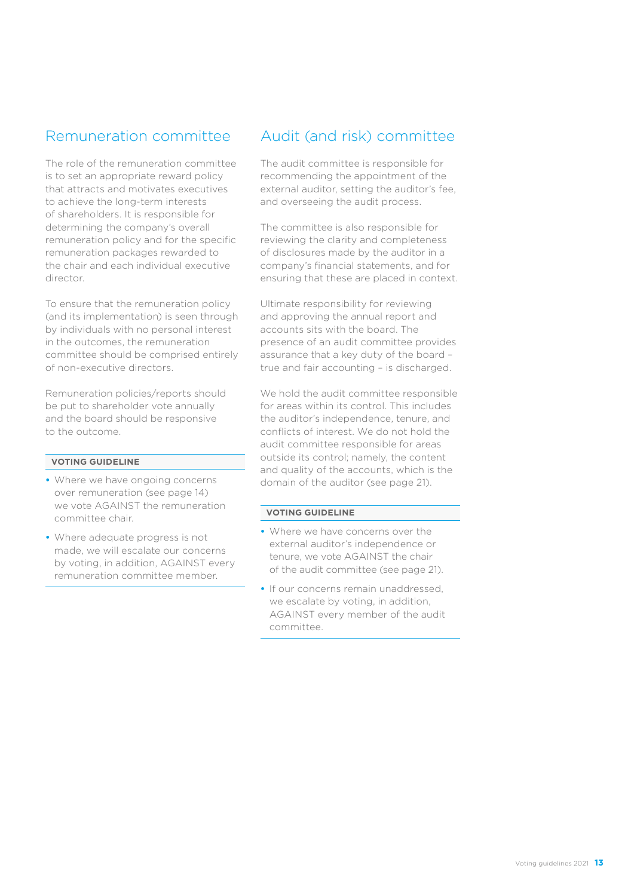## Remuneration committee

The role of the remuneration committee is to set an appropriate reward policy that attracts and motivates executives to achieve the long-term interests of shareholders. It is responsible for determining the company's overall remuneration policy and for the specific remuneration packages rewarded to the chair and each individual executive director.

To ensure that the remuneration policy (and its implementation) is seen through by individuals with no personal interest in the outcomes, the remuneration committee should be comprised entirely of non-executive directors.

Remuneration policies/reports should be put to shareholder vote annually and the board should be responsive to the outcome.

**VOTING GUIDELINE**

- Where we have ongoing concerns over remuneration (see page 14) we vote AGAINST the remuneration committee chair.
- Where adequate progress is not made, we will escalate our concerns by voting, in addition, AGAINST every remuneration committee member.

## Audit (and risk) committee

The audit committee is responsible for recommending the appointment of the external auditor, setting the auditor's fee, and overseeing the audit process.

The committee is also responsible for reviewing the clarity and completeness of disclosures made by the auditor in a company's financial statements, and for ensuring that these are placed in context.

Ultimate responsibility for reviewing and approving the annual report and accounts sits with the board. The presence of an audit committee provides assurance that a key duty of the board – true and fair accounting – is discharged.

We hold the audit committee responsible for areas within its control. This includes the auditor's independence, tenure, and conflicts of interest. We do not hold the audit committee responsible for areas outside its control; namely, the content and quality of the accounts, which is the domain of the auditor (see page 21).

**VOTING GUIDELINE**

- Where we have concerns over the external auditor's independence or tenure, we vote AGAINST the chair of the audit committee (see page 21).
- If our concerns remain unaddressed, we escalate by voting, in addition, AGAINST every member of the audit committee.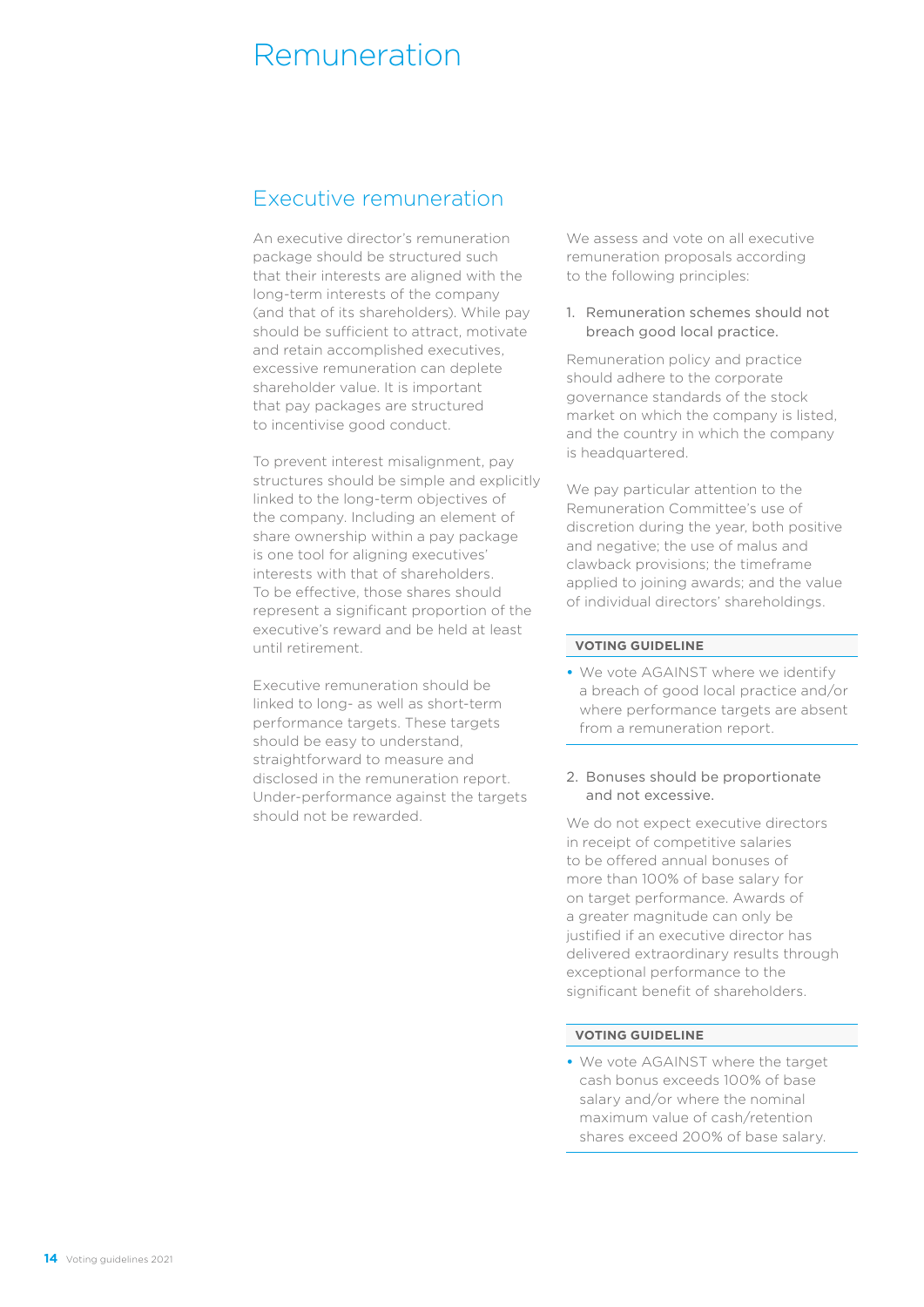# Remuneration

## Executive remuneration

An executive director's remuneration package should be structured such that their interests are aligned with the long-term interests of the company (and that of its shareholders). While pay should be sufficient to attract, motivate and retain accomplished executives, excessive remuneration can deplete shareholder value. It is important that pay packages are structured to incentivise good conduct.

To prevent interest misalignment, pay structures should be simple and explicitly linked to the long-term objectives of the company. Including an element of share ownership within a pay package is one tool for aligning executives' interests with that of shareholders. To be effective, those shares should represent a significant proportion of the executive's reward and be held at least until retirement.

Executive remuneration should be linked to long- as well as short-term performance targets. These targets should be easy to understand, straightforward to measure and disclosed in the remuneration report. Under-performance against the targets should not be rewarded.

We assess and vote on all executive remuneration proposals according to the following principles:

1. Remuneration schemes should not breach good local practice.

Remuneration policy and practice should adhere to the corporate governance standards of the stock market on which the company is listed, and the country in which the company is headquartered.

We pay particular attention to the Remuneration Committee's use of discretion during the year, both positive and negative; the use of malus and clawback provisions; the timeframe applied to joining awards; and the value of individual directors' shareholdings.

**VOTING GUIDELINE**

- We vote AGAINST where we identify a breach of good local practice and/or where performance targets are absent from a remuneration report.

2. Bonuses should be proportionate and not excessive.

We do not expect executive directors in receipt of competitive salaries to be offered annual bonuses of more than 100% of base salary for on target performance. Awards of a greater magnitude can only be justified if an executive director has delivered extraordinary results through exceptional performance to the significant benefit of shareholders.

**VOTING GUIDELINE**

- We vote AGAINST where the target cash bonus exceeds 100% of base salary and/or where the nominal maximum value of cash/retention shares exceed 200% of base salary.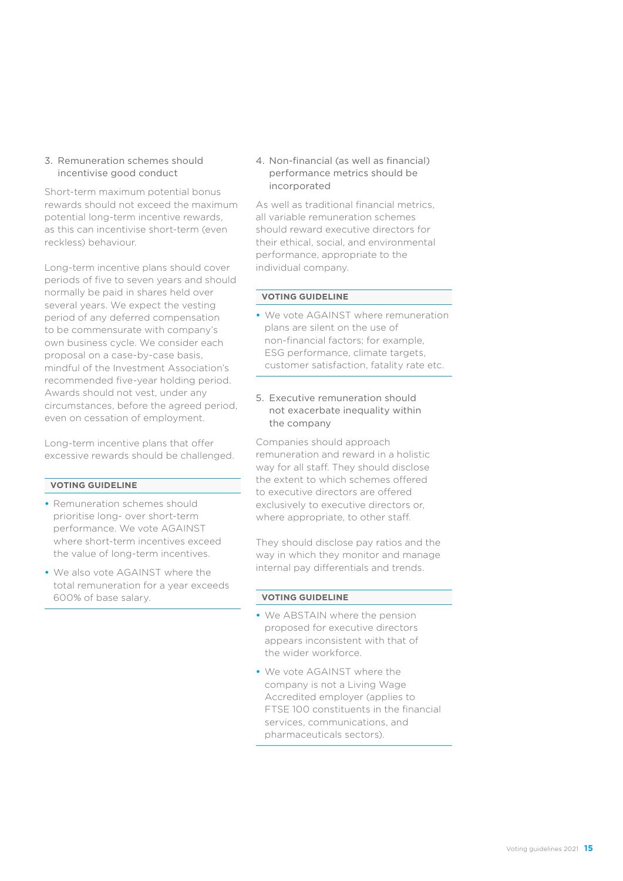### 3. Remuneration schemes should incentivise good conduct

Short-term maximum potential bonus rewards should not exceed the maximum potential long-term incentive rewards, as this can incentivise short-term (even reckless) behaviour.

Long-term incentive plans should cover periods of five to seven years and should normally be paid in shares held over several years. We expect the vesting period of any deferred compensation to be commensurate with company's own business cycle. We consider each proposal on a case-by-case basis, mindful of the Investment Association's recommended five-year holding period. Awards should not vest, under any circumstances, before the agreed period, even on cessation of employment.

Long-term incentive plans that offer excessive rewards should be challenged.

**VOTING GUIDELINE**

- Remuneration schemes should prioritise long- over short-term performance. We vote AGAINST where short-term incentives exceed the value of long-term incentives.
- We also vote AGAINST where the total remuneration for a year exceeds 600% of base salary.

### 4. Non-financial (as well as financial) performance metrics should be incorporated

As well as traditional financial metrics, all variable remuneration schemes should reward executive directors for their ethical, social, and environmental performance, appropriate to the individual company.

**VOTING GUIDELINE**

- We vote AGAINST where remuneration plans are silent on the use of non-financial factors; for example, ESG performance, climate targets, customer satisfaction, fatality rate etc.

### 5. Executive remuneration should not exacerbate inequality within the company

Companies should approach remuneration and reward in a holistic way for all staff. They should disclose the extent to which schemes offered to executive directors are offered exclusively to executive directors or, where appropriate, to other staff.

They should disclose pay ratios and the way in which they monitor and manage internal pay differentials and trends.

**VOTING GUIDELINE**

- We ABSTAIN where the pension proposed for executive directors appears inconsistent with that of the wider workforce.
- We vote AGAINST where the company is not a Living Wage Accredited employer (applies to FTSE 100 constituents in the financial services, communications, and pharmaceuticals sectors).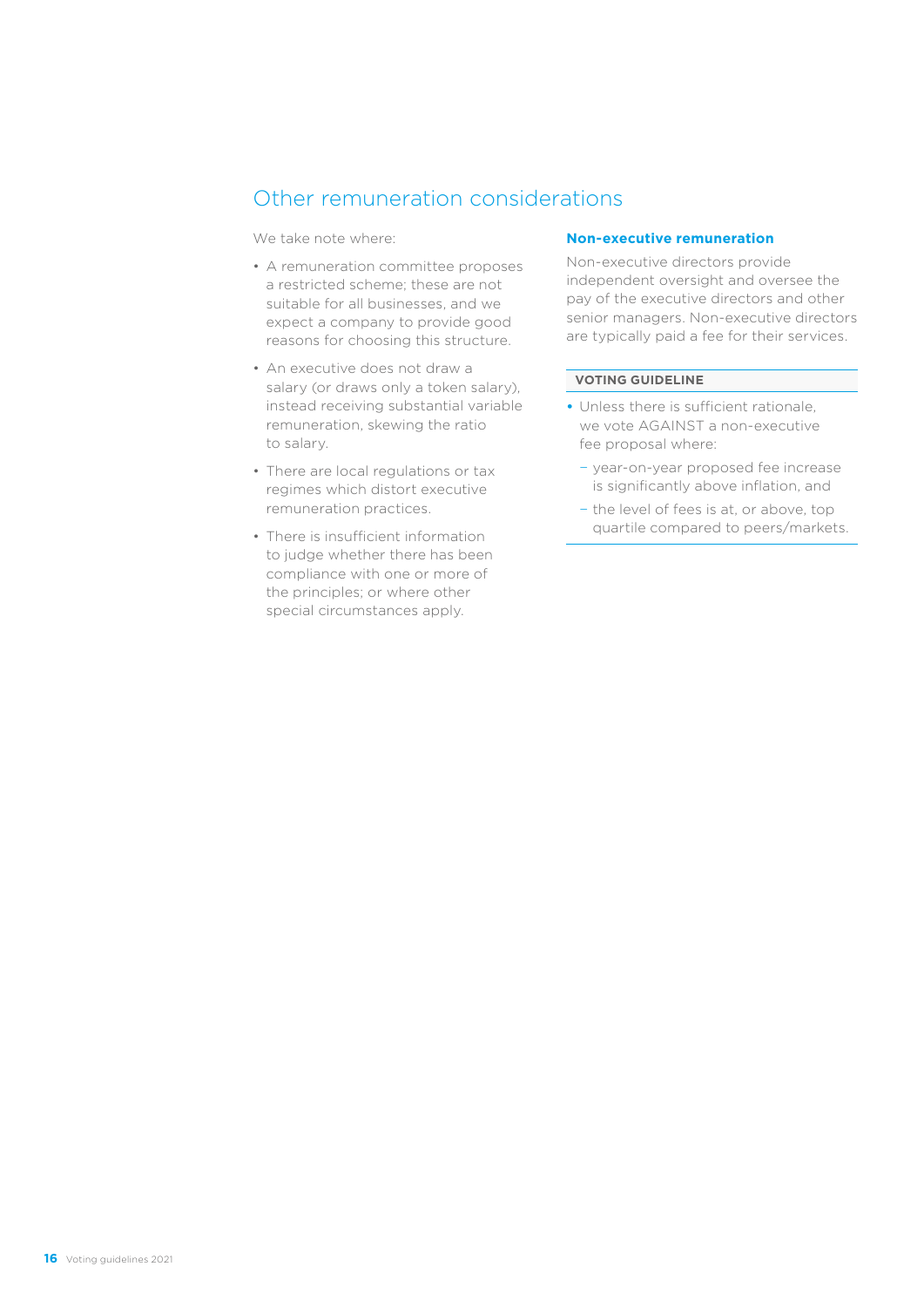## Other remuneration considerations

We take note where:

- A remuneration committee proposes a restricted scheme; these are not suitable for all businesses, and we expect a company to provide good reasons for choosing this structure.
- An executive does not draw a salary (or draws only a token salary), instead receiving substantial variable remuneration, skewing the ratio to salary.
- There are local regulations or tax regimes which distort executive remuneration practices.
- There is insufficient information to judge whether there has been compliance with one or more of the principles; or where other special circumstances apply.

### Non-executive remuneration

Non-executive directors provide independent oversight and oversee the pay of the executive directors and other senior managers. Non-executive directors are typically paid a fee for their services.

**VOTING GUIDELINE**

- Unless there is sufficient rationale, we vote AGAINST a non-executive fee proposal where:
  - year-on-year proposed fee increase is significantly above inflation, and
  - the level of fees is at, or above, top quartile compared to peers/markets.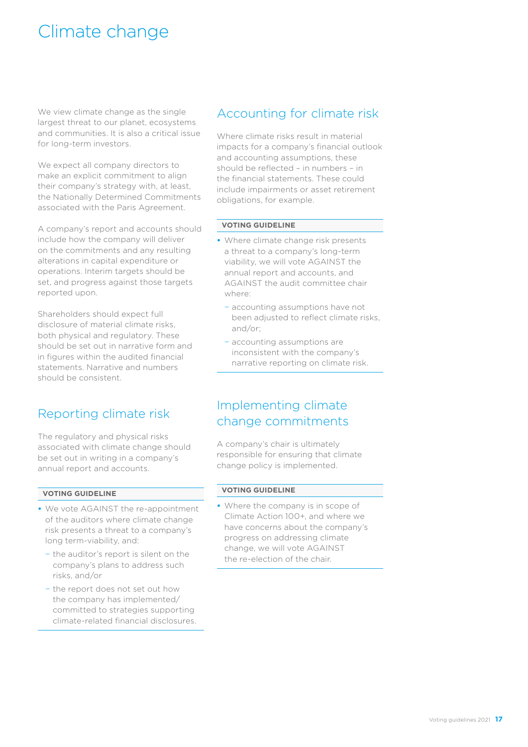# Climate change

We view climate change as the single largest threat to our planet, ecosystems and communities. It is also a critical issue for long-term investors.

We expect all company directors to make an explicit commitment to align their company's strategy with, at least, the Nationally Determined Commitments associated with the Paris Agreement.

A company's report and accounts should include how the company will deliver on the commitments and any resulting alterations in capital expenditure or operations. Interim targets should be set, and progress against those targets reported upon.

Shareholders should expect full disclosure of material climate risks, both physical and regulatory. These should be set out in narrative form and in figures within the audited financial statements. Narrative and numbers should be consistent.

## Reporting climate risk

The regulatory and physical risks associated with climate change should be set out in writing in a company's annual report and accounts.

**VOTING GUIDELINE**

- We vote AGAINST the re-appointment of the auditors where climate change risk presents a threat to a company's long term-viability, and:
  - the auditor's report is silent on the company's plans to address such risks, and/or
  - the report does not set out how the company has implemented/committed to strategies supporting climate-related financial disclosures.

## Accounting for climate risk

Where climate risks result in material impacts for a company's financial outlook and accounting assumptions, these should be reflected – in numbers – in the financial statements. These could include impairments or asset retirement obligations, for example.

**VOTING GUIDELINE**

- Where climate change risk presents a threat to a company's long-term viability, we will vote AGAINST the annual report and accounts, and AGAINST the audit committee chair where:
  - accounting assumptions have not been adjusted to reflect climate risks, and/or;
  - accounting assumptions are inconsistent with the company's narrative reporting on climate risk.

## Implementing climate change commitments

A company's chair is ultimately responsible for ensuring that climate change policy is implemented.

**VOTING GUIDELINE**

- Where the company is in scope of Climate Action 100+, and where we have concerns about the company's progress on addressing climate change, we will vote AGAINST the re-election of the chair.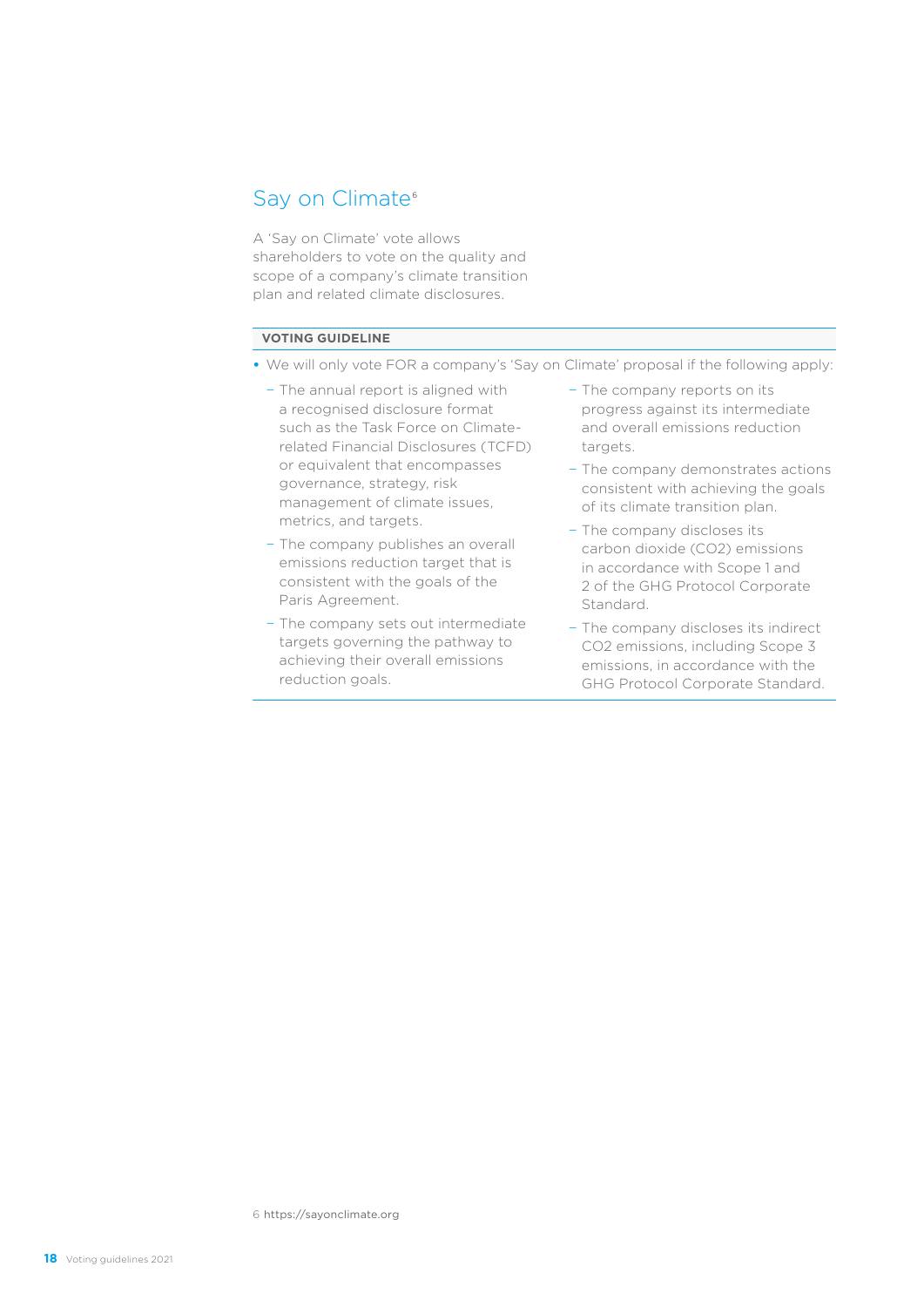## Say on Climate[6]

A 'Say on Climate' vote allows shareholders to vote on the quality and scope of a company's climate transition plan and related climate disclosures.

**VOTING GUIDELINE**

- We will only vote FOR a company's 'Say on Climate' proposal if the following apply:
  - The annual report is aligned with a recognised disclosure format such as the Task Force on Climate-related Financial Disclosures (TCFD) or equivalent that encompasses governance, strategy, risk management of climate issues, metrics, and targets.
  - The company publishes an overall emissions reduction target that is consistent with the goals of the Paris Agreement.
  - The company sets out intermediate targets governing the pathway to achieving their overall emissions reduction goals.
  - The company reports on its progress against its intermediate and overall emissions reduction targets.
  - The company demonstrates actions consistent with achieving the goals of its climate transition plan.
  - The company discloses its carbon dioxide ($CO_2$) emissions in accordance with Scope 1 and 2 of the GHG Protocol Corporate Standard.
  - The company discloses its indirect $CO_2$ emissions, including Scope 3 emissions, in accordance with the GHG Protocol Corporate Standard.

6 https://sayonclimate.org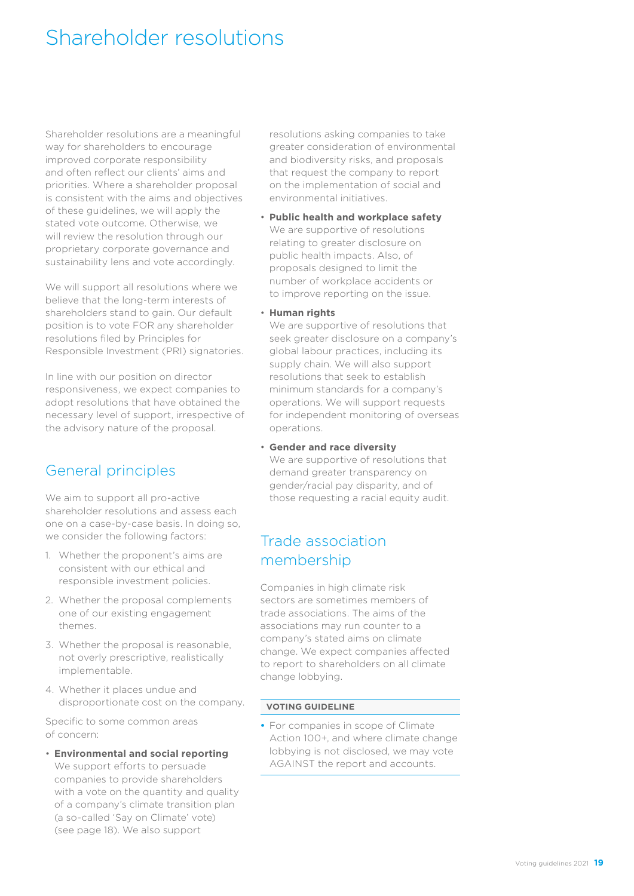# Shareholder resolutions

Shareholder resolutions are a meaningful way for shareholders to encourage improved corporate responsibility and often reflect our clients' aims and priorities. Where a shareholder proposal is consistent with the aims and objectives of these guidelines, we will apply the stated vote outcome. Otherwise, we will review the resolution through our proprietary corporate governance and sustainability lens and vote accordingly.

We will support all resolutions where we believe that the long-term interests of shareholders stand to gain. Our default position is to vote FOR any shareholder resolutions filed by Principles for Responsible Investment (PRI) signatories.

In line with our position on director responsiveness, we expect companies to adopt resolutions that have obtained the necessary level of support, irrespective of the advisory nature of the proposal.

## General principles

We aim to support all pro-active shareholder resolutions and assess each one on a case-by-case basis. In doing so, we consider the following factors:

1. Whether the proponent's aims are consistent with our ethical and responsible investment policies.
2. Whether the proposal complements one of our existing engagement themes.
3. Whether the proposal is reasonable, not overly prescriptive, realistically implementable.
4. Whether it places undue and disproportionate cost on the company.

Specific to some common areas of concern:

- **Environmental and social reporting**
  We support efforts to persuade companies to provide shareholders with a vote on the quantity and quality of a company's climate transition plan (a so-called 'Say on Climate' vote) (see page 18). We also support resolutions asking companies to take greater consideration of environmental and biodiversity risks, and proposals that request the company to report on the implementation of social and environmental initiatives.
- **Public health and workplace safety**
  We are supportive of resolutions relating to greater disclosure on public health impacts. Also, of proposals designed to limit the number of workplace accidents or to improve reporting on the issue.
- **Human rights**
  We are supportive of resolutions that seek greater disclosure on a company's global labour practices, including its supply chain. We will also support resolutions that seek to establish minimum standards for a company's operations. We will support requests for independent monitoring of overseas operations.
- **Gender and race diversity**
  We are supportive of resolutions that demand greater transparency on gender/racial pay disparity, and of those requesting a racial equity audit.

## Trade association membership

Companies in high climate risk sectors are sometimes members of trade associations. The aims of the associations may run counter to a company's stated aims on climate change. We expect companies affected to report to shareholders on all climate change lobbying.

**VOTING GUIDELINE**

- For companies in scope of Climate Action 100+, and where climate change lobbying is not disclosed, we may vote AGAINST the report and accounts.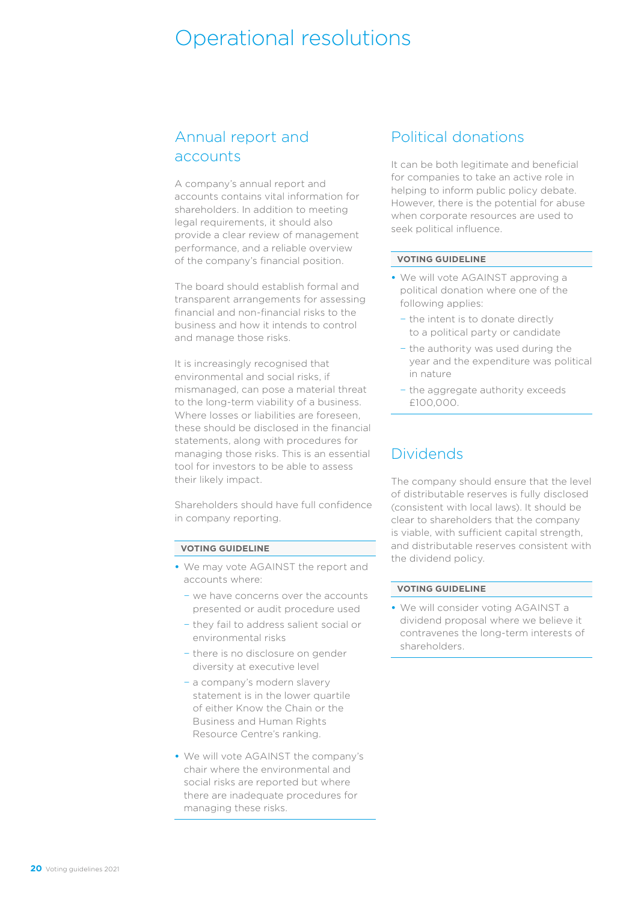# Operational resolutions

## Annual report and accounts

A company's annual report and accounts contains vital information for shareholders. In addition to meeting legal requirements, it should also provide a clear review of management performance, and a reliable overview of the company's financial position.

The board should establish formal and transparent arrangements for assessing financial and non-financial risks to the business and how it intends to control and manage those risks.

It is increasingly recognised that environmental and social risks, if mismanaged, can pose a material threat to the long-term viability of a business. Where losses or liabilities are foreseen, these should be disclosed in the financial statements, along with procedures for managing those risks. This is an essential tool for investors to be able to assess their likely impact.

Shareholders should have full confidence in company reporting.

**VOTING GUIDELINE**

- We may vote AGAINST the report and accounts where:
  - we have concerns over the accounts presented or audit procedure used
  - they fail to address salient social or environmental risks
  - there is no disclosure on gender diversity at executive level
  - a company's modern slavery statement is in the lower quartile of either Know the Chain or the Business and Human Rights Resource Centre's ranking.
- We will vote AGAINST the company's chair where the environmental and social risks are reported but where there are inadequate procedures for managing these risks.

## Political donations

It can be both legitimate and beneficial for companies to take an active role in helping to inform public policy debate. However, there is the potential for abuse when corporate resources are used to seek political influence.

**VOTING GUIDELINE**

- We will vote AGAINST approving a political donation where one of the following applies:
  - the intent is to donate directly to a political party or candidate
  - the authority was used during the year and the expenditure was political in nature
  - the aggregate authority exceeds £100,000.

## Dividends

The company should ensure that the level of distributable reserves is fully disclosed (consistent with local laws). It should be clear to shareholders that the company is viable, with sufficient capital strength, and distributable reserves consistent with the dividend policy.

**VOTING GUIDELINE**

- We will consider voting AGAINST a dividend proposal where we believe it contravenes the long-term interests of shareholders.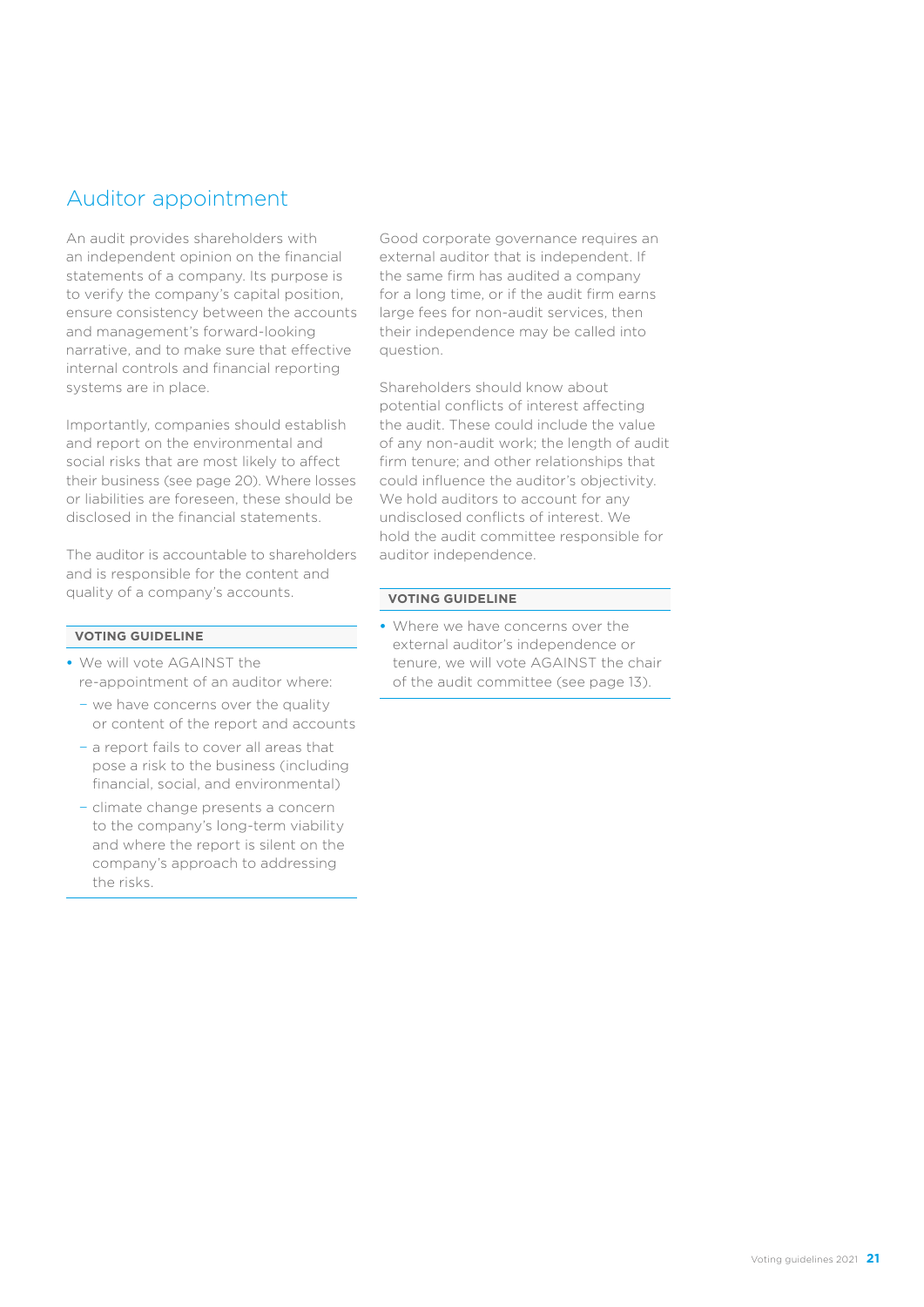## Auditor appointment

An audit provides shareholders with an independent opinion on the financial statements of a company. Its purpose is to verify the company's capital position, ensure consistency between the accounts and management's forward-looking narrative, and to make sure that effective internal controls and financial reporting systems are in place.

Importantly, companies should establish and report on the environmental and social risks that are most likely to affect their business (see page 20). Where losses or liabilities are foreseen, these should be disclosed in the financial statements.

The auditor is accountable to shareholders and is responsible for the content and quality of a company's accounts.

**VOTING GUIDELINE**

- We will vote AGAINST the re-appointment of an auditor where:
  - we have concerns over the quality or content of the report and accounts
  - a report fails to cover all areas that pose a risk to the business (including financial, social, and environmental)
  - climate change presents a concern to the company's long-term viability and where the report is silent on the company's approach to addressing the risks.

Good corporate governance requires an external auditor that is independent. If the same firm has audited a company for a long time, or if the audit firm earns large fees for non-audit services, then their independence may be called into question.

Shareholders should know about potential conflicts of interest affecting the audit. These could include the value of any non-audit work; the length of audit firm tenure; and other relationships that could influence the auditor's objectivity. We hold auditors to account for any undisclosed conflicts of interest. We hold the audit committee responsible for auditor independence.

**VOTING GUIDELINE**

- Where we have concerns over the external auditor's independence or tenure, we will vote AGAINST the chair of the audit committee (see page 13).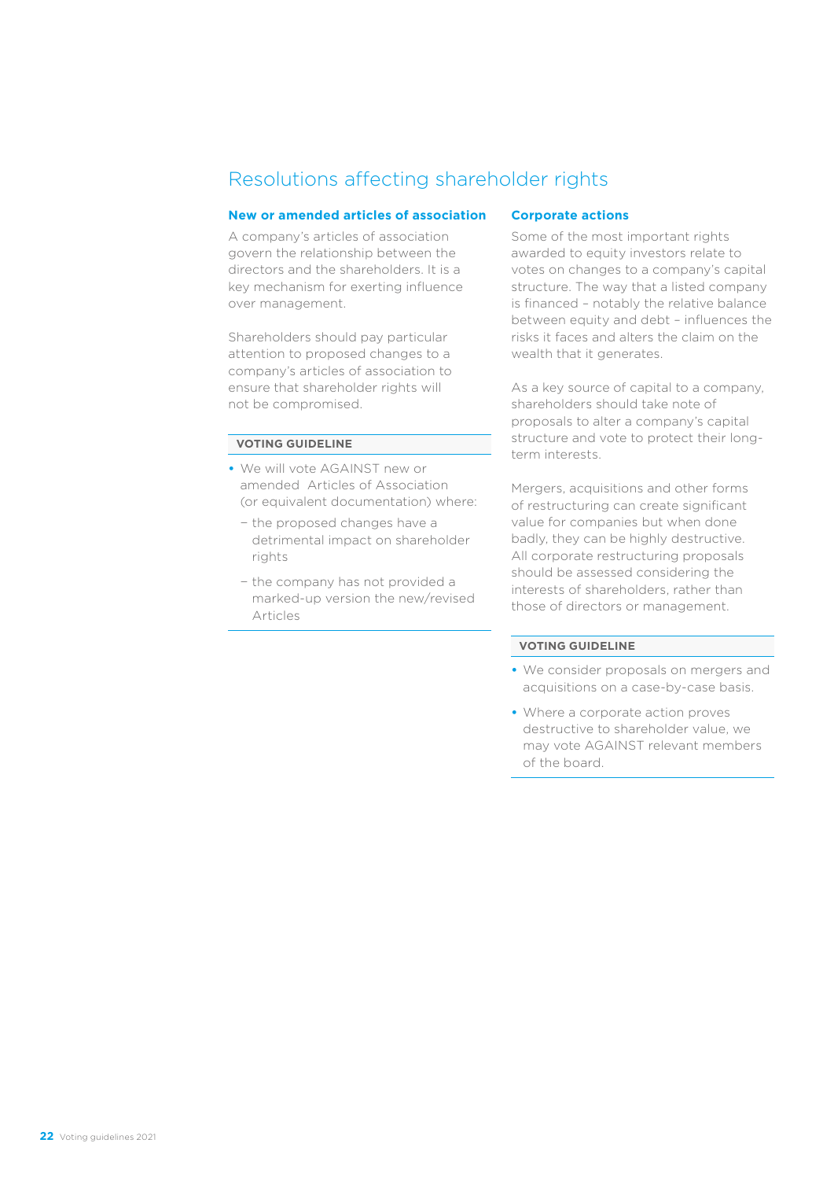# Resolutions affecting shareholder rights

## New or amended articles of association

A company's articles of association govern the relationship between the directors and the shareholders. It is a key mechanism for exerting influence over management.

Shareholders should pay particular attention to proposed changes to a company's articles of association to ensure that shareholder rights will not be compromised.

**VOTING GUIDELINE**

- We will vote AGAINST new or amended Articles of Association (or equivalent documentation) where:
  - the proposed changes have a detrimental impact on shareholder rights
  - the company has not provided a marked-up version the new/revised Articles

## Corporate actions

Some of the most important rights awarded to equity investors relate to votes on changes to a company's capital structure. The way that a listed company is financed – notably the relative balance between equity and debt – influences the risks it faces and alters the claim on the wealth that it generates.

As a key source of capital to a company, shareholders should take note of proposals to alter a company's capital structure and vote to protect their long-term interests.

Mergers, acquisitions and other forms of restructuring can create significant value for companies but when done badly, they can be highly destructive. All corporate restructuring proposals should be assessed considering the interests of shareholders, rather than those of directors or management.

**VOTING GUIDELINE**

- We consider proposals on mergers and acquisitions on a case-by-case basis.
- Where a corporate action proves destructive to shareholder value, we may vote AGAINST relevant members of the board.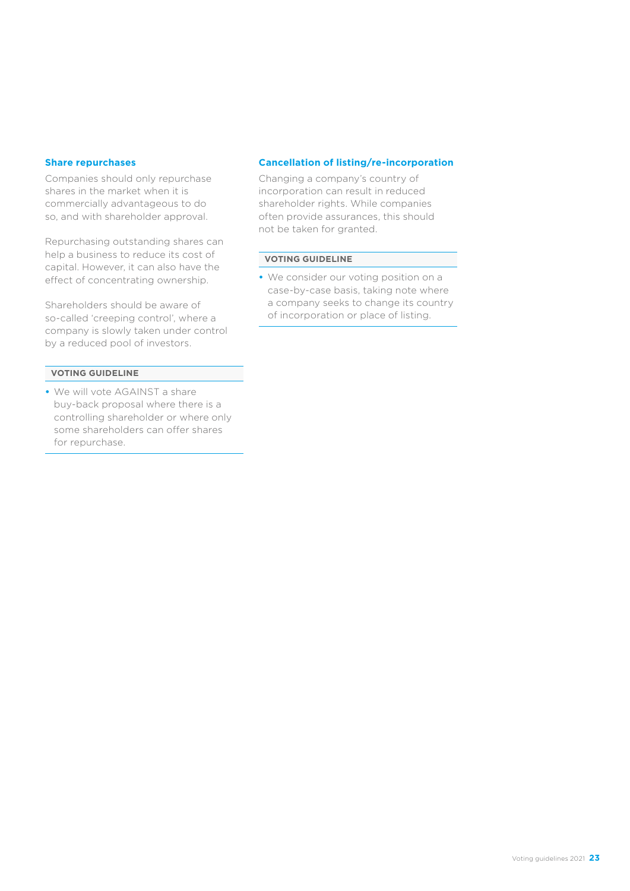### Share repurchases

Companies should only repurchase shares in the market when it is commercially advantageous to do so, and with shareholder approval.

Repurchasing outstanding shares can help a business to reduce its cost of capital. However, it can also have the effect of concentrating ownership.

Shareholders should be aware of so-called 'creeping control', where a company is slowly taken under control by a reduced pool of investors.

**VOTING GUIDELINE**

- We will vote AGAINST a share buy-back proposal where there is a controlling shareholder or where only some shareholders can offer shares for repurchase.

### Cancellation of listing/re-incorporation

Changing a company's country of incorporation can result in reduced shareholder rights. While companies often provide assurances, this should not be taken for granted.

**VOTING GUIDELINE**

- We consider our voting position on a case-by-case basis, taking note where a company seeks to change its country of incorporation or place of listing.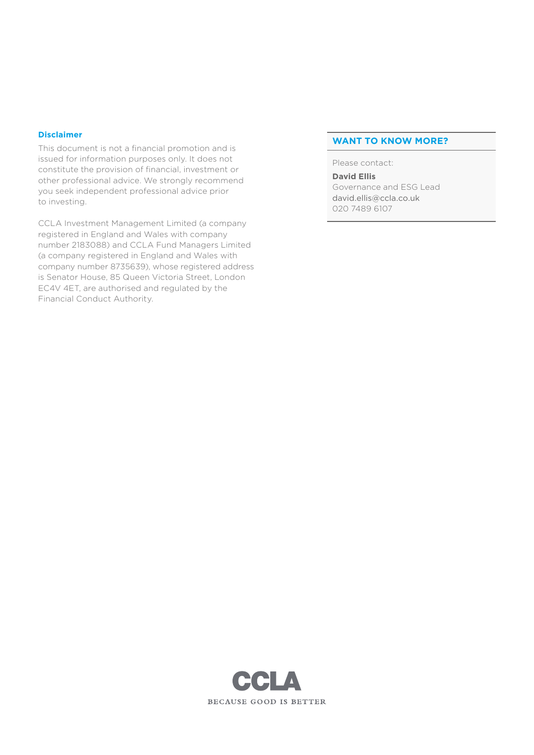**Disclaimer**

This document is not a financial promotion and is issued for information purposes only. It does not constitute the provision of financial, investment or other professional advice. We strongly recommend you seek independent professional advice prior to investing.

CCLA Investment Management Limited (a company registered in England and Wales with company number 2183088) and CCLA Fund Managers Limited (a company registered in England and Wales with company number 8735639), whose registered address is Senator House, 85 Queen Victoria Street, London EC4V 4ET, are authorised and regulated by the Financial Conduct Authority.

## WANT TO KNOW MORE?

Please contact:

**David Ellis**
Governance and ESG Lead
david.ellis@ccla.co.uk
020 7489 6107

CCLA
BECAUSE GOOD IS BETTER